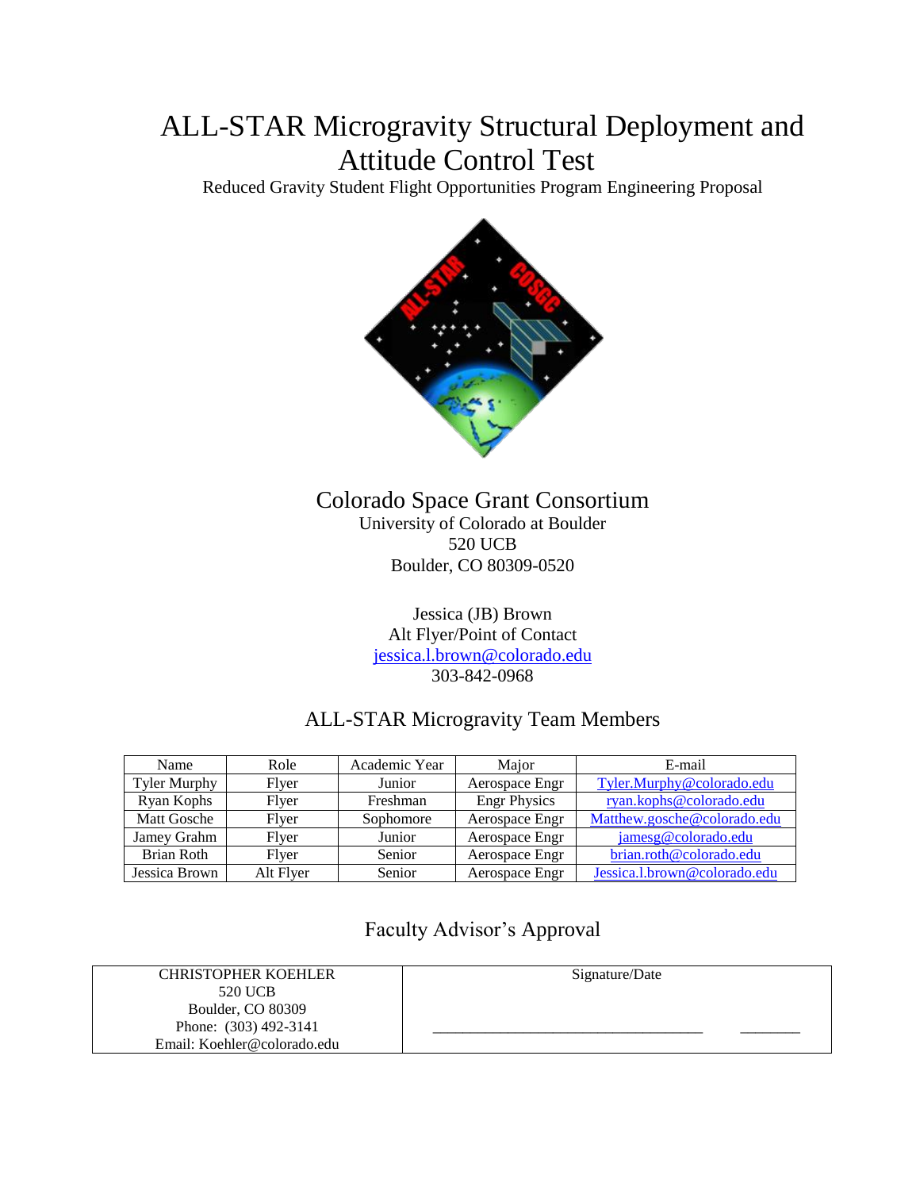# ALL-STAR Microgravity Structural Deployment and Attitude Control Test

Reduced Gravity Student Flight Opportunities Program Engineering Proposal

## Colorado Space Grant Consortium

University of Colorado at Boulder
520 UCB
Boulder, CO 80309-0520

Jessica (JB) Brown
Alt Flyer/Point of Contact
jessica.l.brown@colorado.edu
303-842-0968

## ALL-STAR Microgravity Team Members

| Name | Role | Academic Year | Major | E-mail |
|---|---|---|---|---|
| Tyler Murphy | Flyer | Junior | Aerospace Engr | Tyler.Murphy@colorado.edu |
| Ryan Kophs | Flyer | Freshman | Engr Physics | ryan.kophs@colorado.edu |
| Matt Gosche | Flyer | Sophomore | Aerospace Engr | Matthew.gosche@colorado.edu |
| Jamey Grahm | Flyer | Junior | Aerospace Engr | jamesg@colorado.edu |
| Brian Roth | Flyer | Senior | Aerospace Engr | brian.roth@colorado.edu |
| Jessica Brown | Alt Flyer | Senior | Aerospace Engr | Jessica.l.brown@colorado.edu |

## Faculty Advisor's Approval

| CHRISTOPHER KOEHLER<br>520 UCB<br>Boulder, CO 80309<br>Phone: (303) 492-3141<br>Email: Koehler@colorado.edu | Signature/Date<br><br>\_\_\_\_\_\_\_\_\_\_\_\_\_\_\_\_\_\_\_\_\_\_\_\_\_\_\_\_\_\_ \_\_\_\_\_\_\_\_ |
|---|---|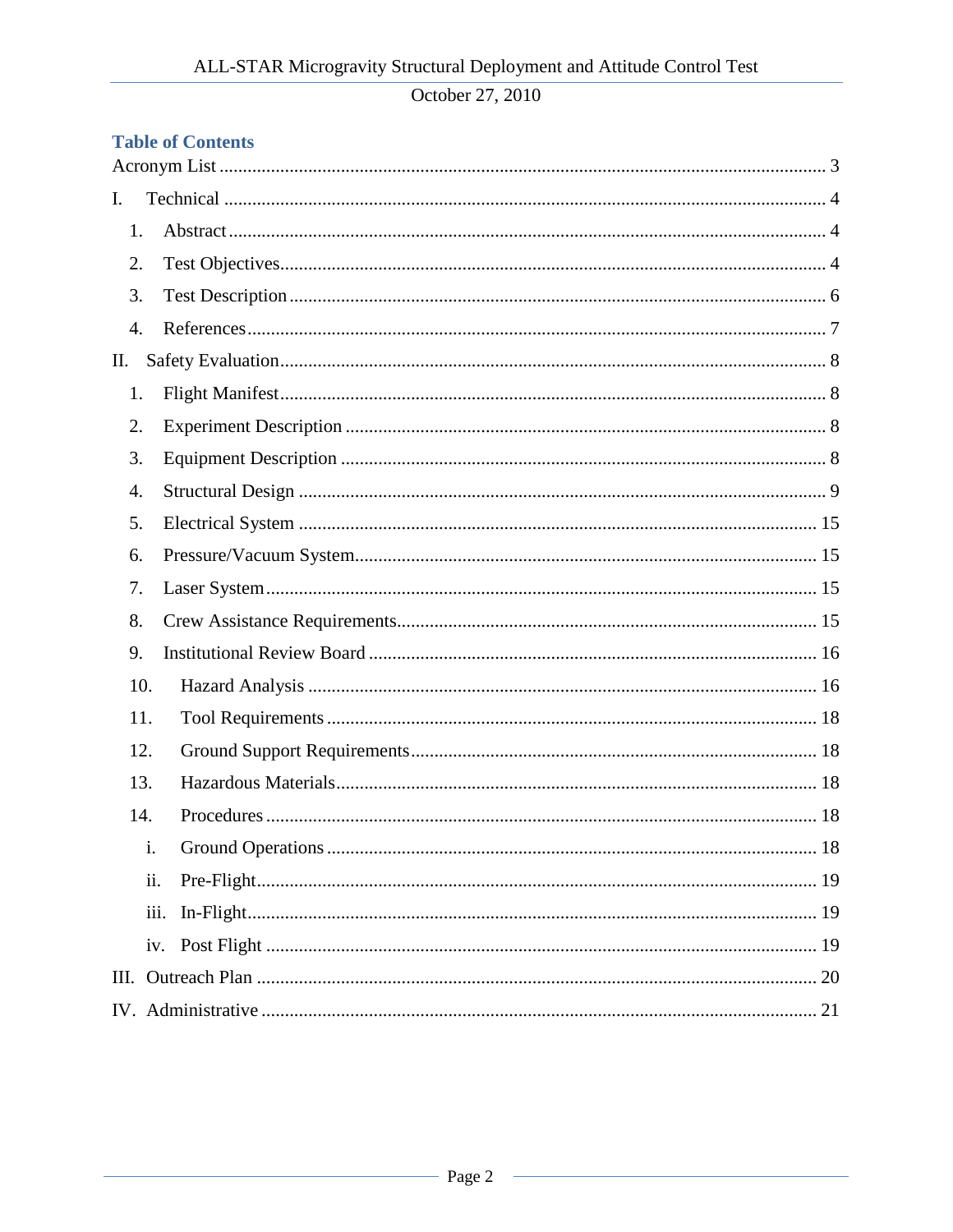## Table of Contents

Acronym List ........ 3

I. Technical ........ 4

1. Abstract ........ 4
2. Test Objectives ........ 4
3. Test Description ........ 6
4. References ........ 7

II. Safety Evaluation ........ 8

1. Flight Manifest ........ 8
2. Experiment Description ........ 8
3. Equipment Description ........ 8
4. Structural Design ........ 9
5. Electrical System ........ 15
6. Pressure/Vacuum System ........ 15
7. Laser System ........ 15
8. Crew Assistance Requirements ........ 15
9. Institutional Review Board ........ 16
10. Hazard Analysis ........ 16
11. Tool Requirements ........ 18
12. Ground Support Requirements ........ 18
13. Hazardous Materials ........ 18
14. Procedures ........ 18
    - i. Ground Operations ........ 18
    - ii. Pre-Flight ........ 19
    - iii. In-Flight ........ 19
    - iv. Post Flight ........ 19

III. Outreach Plan ........ 20

IV. Administrative ........ 21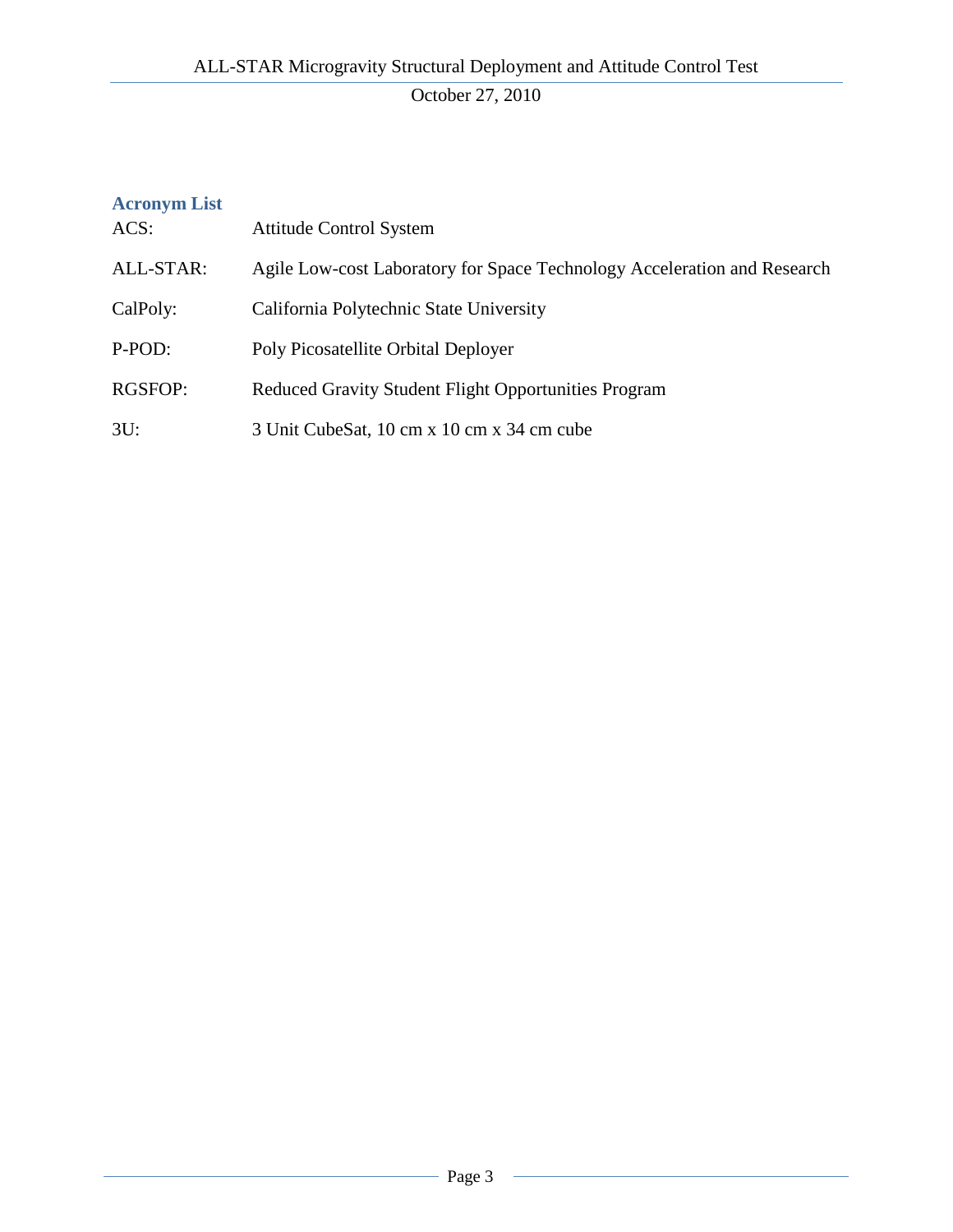## Acronym List

| | |
|---|---|
| ACS: | Attitude Control System |
| ALL-STAR: | Agile Low-cost Laboratory for Space Technology Acceleration and Research |
| CalPoly: | California Polytechnic State University |
| P-POD: | Poly Picosatellite Orbital Deployer |
| RGSFOP: | Reduced Gravity Student Flight Opportunities Program |
| 3U: | 3 Unit CubeSat, 10 cm x 10 cm x 34 cm cube |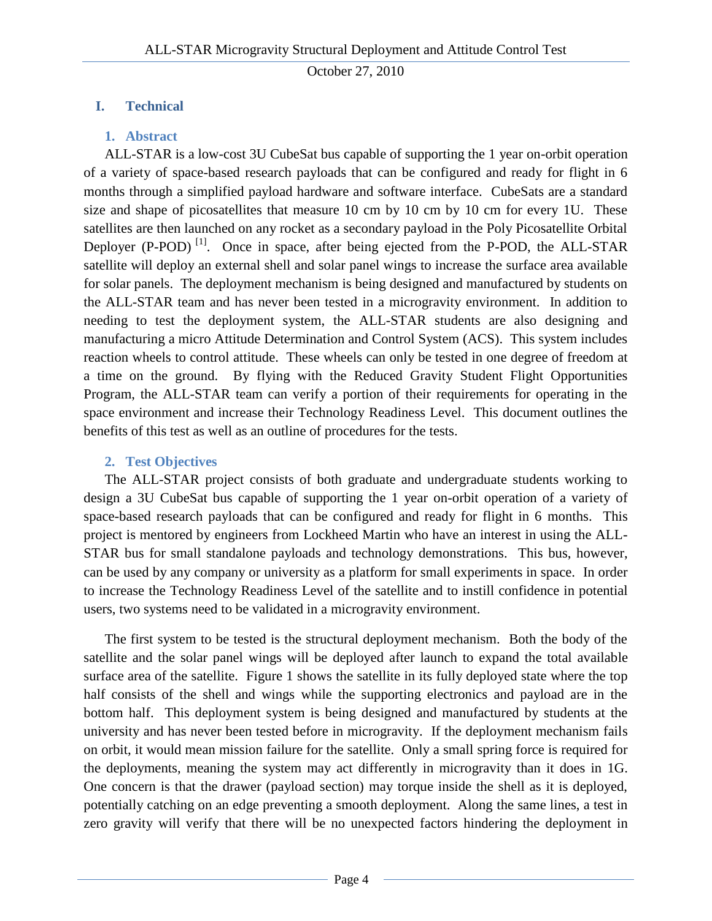## I. Technical

### 1. Abstract

ALL-STAR is a low-cost 3U CubeSat bus capable of supporting the 1 year on-orbit operation of a variety of space-based research payloads that can be configured and ready for flight in 6 months through a simplified payload hardware and software interface. CubeSats are a standard size and shape of picosatellites that measure 10 cm by 10 cm by 10 cm for every 1U. These satellites are then launched on any rocket as a secondary payload in the Poly Picosatellite Orbital Deployer (P-POD) [1]. Once in space, after being ejected from the P-POD, the ALL-STAR satellite will deploy an external shell and solar panel wings to increase the surface area available for solar panels. The deployment mechanism is being designed and manufactured by students on the ALL-STAR team and has never been tested in a microgravity environment. In addition to needing to test the deployment system, the ALL-STAR students are also designing and manufacturing a micro Attitude Determination and Control System (ACS). This system includes reaction wheels to control attitude. These wheels can only be tested in one degree of freedom at a time on the ground. By flying with the Reduced Gravity Student Flight Opportunities Program, the ALL-STAR team can verify a portion of their requirements for operating in the space environment and increase their Technology Readiness Level. This document outlines the benefits of this test as well as an outline of procedures for the tests.

### 2. Test Objectives

The ALL-STAR project consists of both graduate and undergraduate students working to design a 3U CubeSat bus capable of supporting the 1 year on-orbit operation of a variety of space-based research payloads that can be configured and ready for flight in 6 months. This project is mentored by engineers from Lockheed Martin who have an interest in using the ALL-STAR bus for small standalone payloads and technology demonstrations. This bus, however, can be used by any company or university as a platform for small experiments in space. In order to increase the Technology Readiness Level of the satellite and to instill confidence in potential users, two systems need to be validated in a microgravity environment.

The first system to be tested is the structural deployment mechanism. Both the body of the satellite and the solar panel wings will be deployed after launch to expand the total available surface area of the satellite. Figure 1 shows the satellite in its fully deployed state where the top half consists of the shell and wings while the supporting electronics and payload are in the bottom half. This deployment system is being designed and manufactured by students at the university and has never been tested before in microgravity. If the deployment mechanism fails on orbit, it would mean mission failure for the satellite. Only a small spring force is required for the deployments, meaning the system may act differently in microgravity than it does in 1G. One concern is that the drawer (payload section) may torque inside the shell as it is deployed, potentially catching on an edge preventing a smooth deployment. Along the same lines, a test in zero gravity will verify that there will be no unexpected factors hindering the deployment in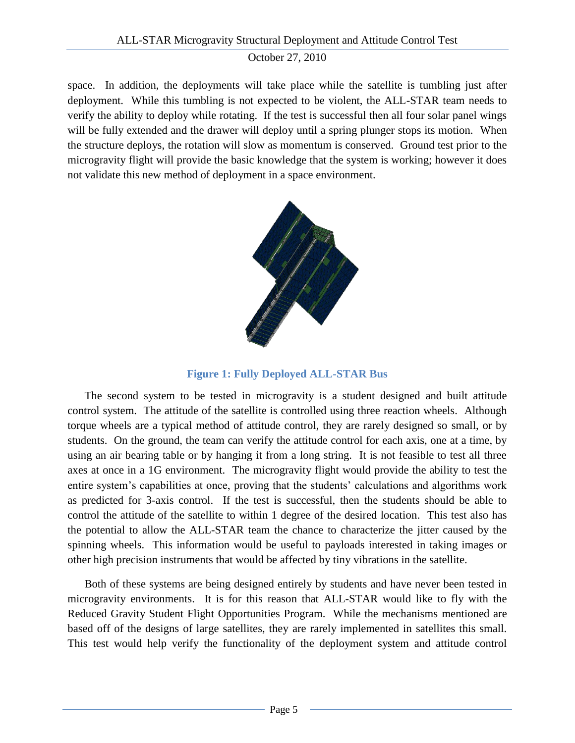space. In addition, the deployments will take place while the satellite is tumbling just after deployment. While this tumbling is not expected to be violent, the ALL-STAR team needs to verify the ability to deploy while rotating. If the test is successful then all four solar panel wings will be fully extended and the drawer will deploy until a spring plunger stops its motion. When the structure deploys, the rotation will slow as momentum is conserved. Ground test prior to the microgravity flight will provide the basic knowledge that the system is working; however it does not validate this new method of deployment in a space environment.

**Figure 1: Fully Deployed ALL-STAR Bus**

The second system to be tested in microgravity is a student designed and built attitude control system. The attitude of the satellite is controlled using three reaction wheels. Although torque wheels are a typical method of attitude control, they are rarely designed so small, or by students. On the ground, the team can verify the attitude control for each axis, one at a time, by using an air bearing table or by hanging it from a long string. It is not feasible to test all three axes at once in a 1G environment. The microgravity flight would provide the ability to test the entire system's capabilities at once, proving that the students' calculations and algorithms work as predicted for 3-axis control. If the test is successful, then the students should be able to control the attitude of the satellite to within 1 degree of the desired location. This test also has the potential to allow the ALL-STAR team the chance to characterize the jitter caused by the spinning wheels. This information would be useful to payloads interested in taking images or other high precision instruments that would be affected by tiny vibrations in the satellite.

Both of these systems are being designed entirely by students and have never been tested in microgravity environments. It is for this reason that ALL-STAR would like to fly with the Reduced Gravity Student Flight Opportunities Program. While the mechanisms mentioned are based off of the designs of large satellites, they are rarely implemented in satellites this small. This test would help verify the functionality of the deployment system and attitude control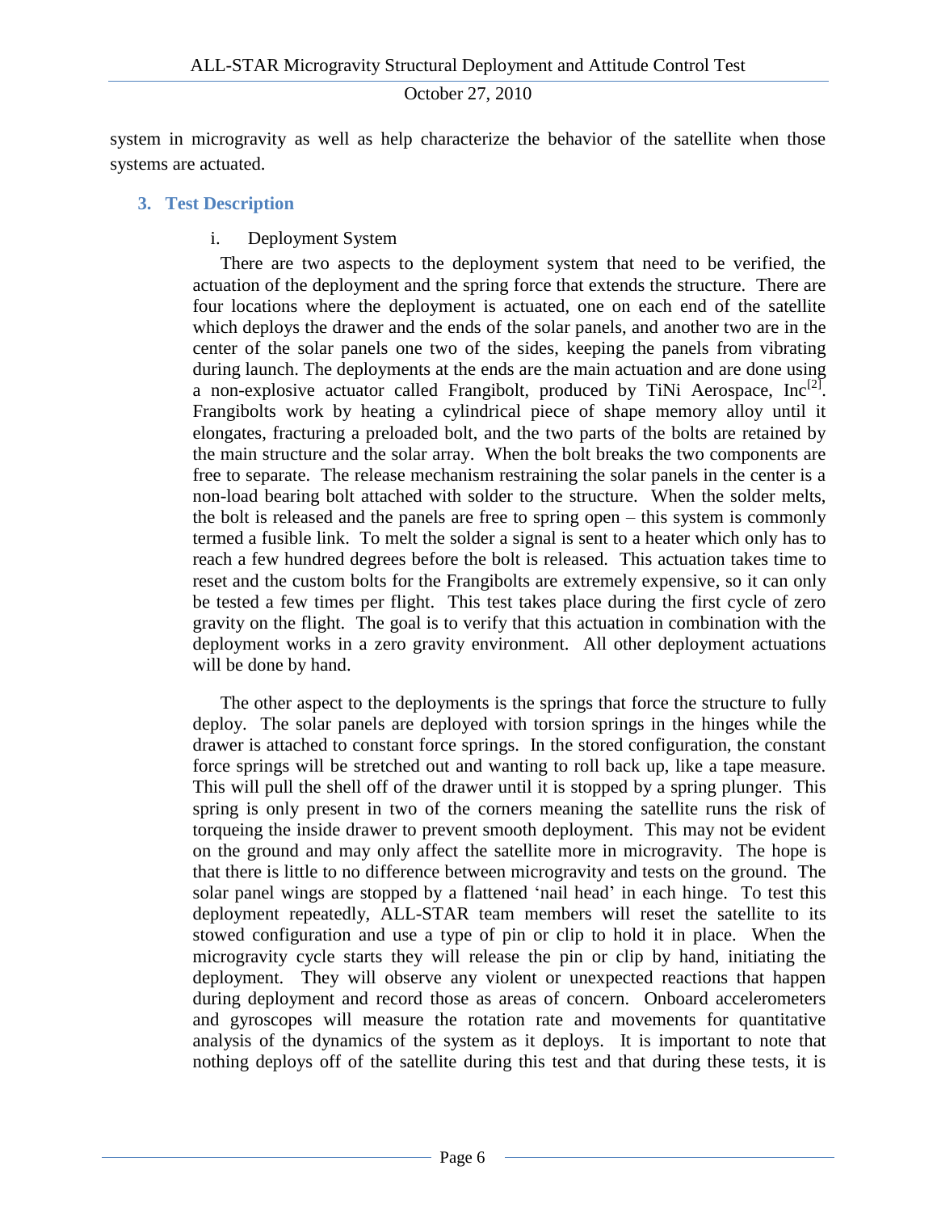system in microgravity as well as help characterize the behavior of the satellite when those systems are actuated.

## 3. Test Description

### i. Deployment System

There are two aspects to the deployment system that need to be verified, the actuation of the deployment and the spring force that extends the structure. There are four locations where the deployment is actuated, one on each end of the satellite which deploys the drawer and the ends of the solar panels, and another two are in the center of the solar panels one two of the sides, keeping the panels from vibrating during launch. The deployments at the ends are the main actuation and are done using a non-explosive actuator called Frangibolt, produced by TiNi Aerospace, Inc[2]. Frangibolts work by heating a cylindrical piece of shape memory alloy until it elongates, fracturing a preloaded bolt, and the two parts of the bolts are retained by the main structure and the solar array. When the bolt breaks the two components are free to separate. The release mechanism restraining the solar panels in the center is a non-load bearing bolt attached with solder to the structure. When the solder melts, the bolt is released and the panels are free to spring open – this system is commonly termed a fusible link. To melt the solder a signal is sent to a heater which only has to reach a few hundred degrees before the bolt is released. This actuation takes time to reset and the custom bolts for the Frangibolts are extremely expensive, so it can only be tested a few times per flight. This test takes place during the first cycle of zero gravity on the flight. The goal is to verify that this actuation in combination with the deployment works in a zero gravity environment. All other deployment actuations will be done by hand.

The other aspect to the deployments is the springs that force the structure to fully deploy. The solar panels are deployed with torsion springs in the hinges while the drawer is attached to constant force springs. In the stored configuration, the constant force springs will be stretched out and wanting to roll back up, like a tape measure. This will pull the shell off of the drawer until it is stopped by a spring plunger. This spring is only present in two of the corners meaning the satellite runs the risk of torqueing the inside drawer to prevent smooth deployment. This may not be evident on the ground and may only affect the satellite more in microgravity. The hope is that there is little to no difference between microgravity and tests on the ground. The solar panel wings are stopped by a flattened 'nail head' in each hinge. To test this deployment repeatedly, ALL-STAR team members will reset the satellite to its stowed configuration and use a type of pin or clip to hold it in place. When the microgravity cycle starts they will release the pin or clip by hand, initiating the deployment. They will observe any violent or unexpected reactions that happen during deployment and record those as areas of concern. Onboard accelerometers and gyroscopes will measure the rotation rate and movements for quantitative analysis of the dynamics of the system as it deploys. It is important to note that nothing deploys off of the satellite during this test and that during these tests, it is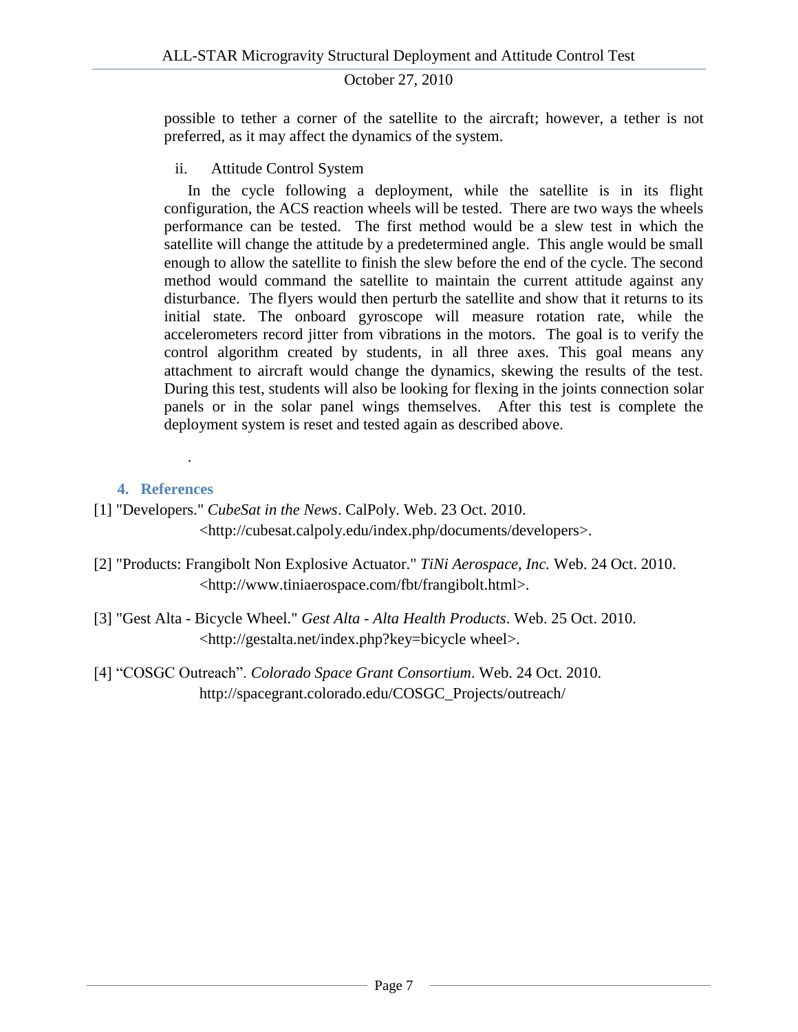possible to tether a corner of the satellite to the aircraft; however, a tether is not preferred, as it may affect the dynamics of the system.

ii. Attitude Control System

In the cycle following a deployment, while the satellite is in its flight configuration, the ACS reaction wheels will be tested. There are two ways the wheels performance can be tested. The first method would be a slew test in which the satellite will change the attitude by a predetermined angle. This angle would be small enough to allow the satellite to finish the slew before the end of the cycle. The second method would command the satellite to maintain the current attitude against any disturbance. The flyers would then perturb the satellite and show that it returns to its initial state. The onboard gyroscope will measure rotation rate, while the accelerometers record jitter from vibrations in the motors. The goal is to verify the control algorithm created by students, in all three axes. This goal means any attachment to aircraft would change the dynamics, skewing the results of the test. During this test, students will also be looking for flexing in the joints connection solar panels or in the solar panel wings themselves. After this test is complete the deployment system is reset and tested again as described above.

.

## 4. References

[1] "Developers." *CubeSat in the News*. CalPoly. Web. 23 Oct. 2010. <http://cubesat.calpoly.edu/index.php/documents/developers>.

[2] "Products: Frangibolt Non Explosive Actuator." *TiNi Aerospace, Inc.* Web. 24 Oct. 2010. <http://www.tiniaerospace.com/fbt/frangibolt.html>.

[3] "Gest Alta - Bicycle Wheel." *Gest Alta - Alta Health Products*. Web. 25 Oct. 2010. <http://gestalta.net/index.php?key=bicycle wheel>.

[4] "COSGC Outreach". *Colorado Space Grant Consortium*. Web. 24 Oct. 2010. http://spacegrant.colorado.edu/COSGC_Projects/outreach/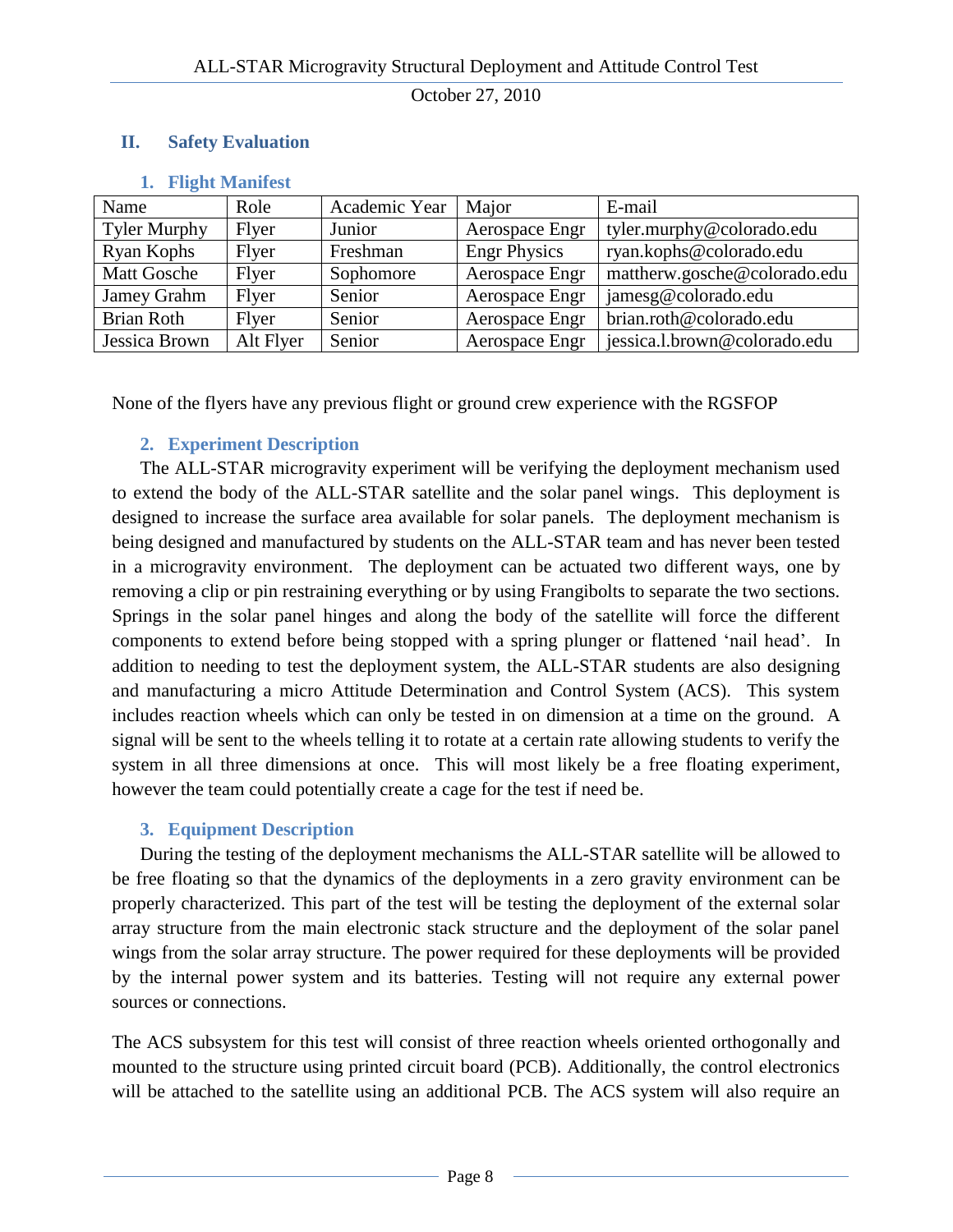## II. Safety Evaluation

### 1. Flight Manifest

| Name | Role | Academic Year | Major | E-mail |
|---|---|---|---|---|
| Tyler Murphy | Flyer | Junior | Aerospace Engr | tyler.murphy@colorado.edu |
| Ryan Kophs | Flyer | Freshman | Engr Physics | ryan.kophs@colorado.edu |
| Matt Gosche | Flyer | Sophomore | Aerospace Engr | mattherw.gosche@colorado.edu |
| Jamey Grahm | Flyer | Senior | Aerospace Engr | jamesg@colorado.edu |
| Brian Roth | Flyer | Senior | Aerospace Engr | brian.roth@colorado.edu |
| Jessica Brown | Alt Flyer | Senior | Aerospace Engr | jessica.l.brown@colorado.edu |

None of the flyers have any previous flight or ground crew experience with the RGSFOP

### 2. Experiment Description

The ALL-STAR microgravity experiment will be verifying the deployment mechanism used to extend the body of the ALL-STAR satellite and the solar panel wings. This deployment is designed to increase the surface area available for solar panels. The deployment mechanism is being designed and manufactured by students on the ALL-STAR team and has never been tested in a microgravity environment. The deployment can be actuated two different ways, one by removing a clip or pin restraining everything or by using Frangibolts to separate the two sections. Springs in the solar panel hinges and along the body of the satellite will force the different components to extend before being stopped with a spring plunger or flattened 'nail head'. In addition to needing to test the deployment system, the ALL-STAR students are also designing and manufacturing a micro Attitude Determination and Control System (ACS). This system includes reaction wheels which can only be tested in on dimension at a time on the ground. A signal will be sent to the wheels telling it to rotate at a certain rate allowing students to verify the system in all three dimensions at once. This will most likely be a free floating experiment, however the team could potentially create a cage for the test if need be.

### 3. Equipment Description

During the testing of the deployment mechanisms the ALL-STAR satellite will be allowed to be free floating so that the dynamics of the deployments in a zero gravity environment can be properly characterized. This part of the test will be testing the deployment of the external solar array structure from the main electronic stack structure and the deployment of the solar panel wings from the solar array structure. The power required for these deployments will be provided by the internal power system and its batteries. Testing will not require any external power sources or connections.

The ACS subsystem for this test will consist of three reaction wheels oriented orthogonally and mounted to the structure using printed circuit board (PCB). Additionally, the control electronics will be attached to the satellite using an additional PCB. The ACS system will also require an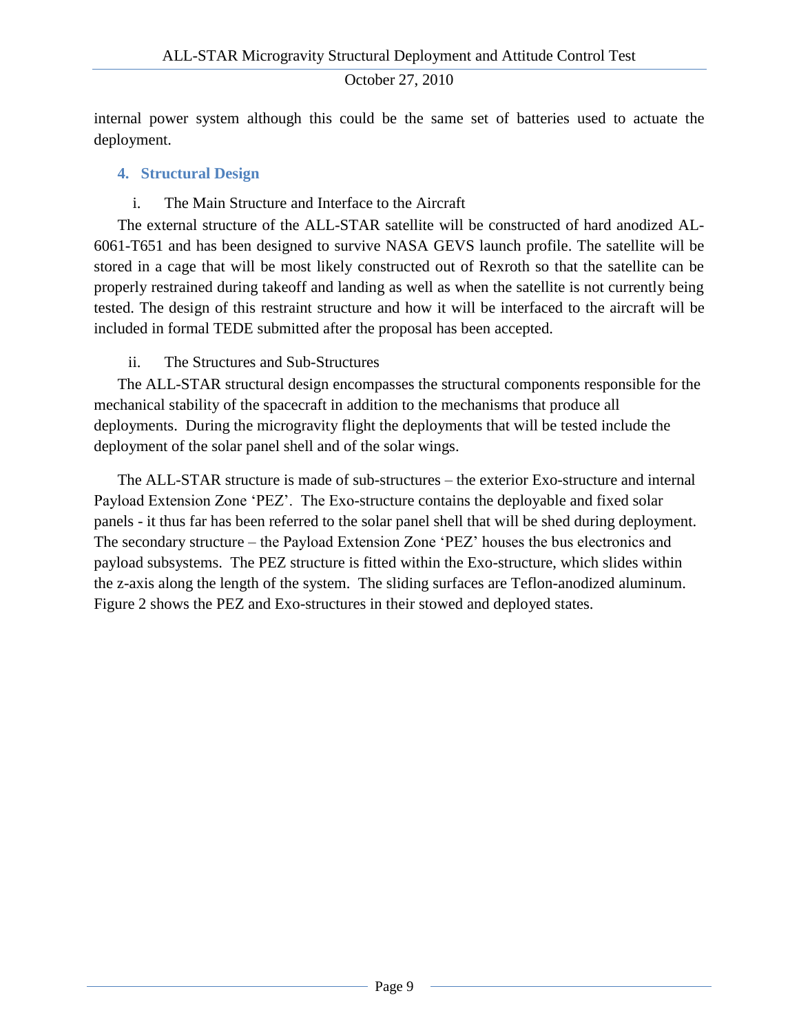internal power system although this could be the same set of batteries used to actuate the deployment.

## 4. Structural Design

### i. The Main Structure and Interface to the Aircraft

The external structure of the ALL-STAR satellite will be constructed of hard anodized AL-6061-T651 and has been designed to survive NASA GEVS launch profile. The satellite will be stored in a cage that will be most likely constructed out of Rexroth so that the satellite can be properly restrained during takeoff and landing as well as when the satellite is not currently being tested. The design of this restraint structure and how it will be interfaced to the aircraft will be included in formal TEDE submitted after the proposal has been accepted.

### ii. The Structures and Sub-Structures

The ALL-STAR structural design encompasses the structural components responsible for the mechanical stability of the spacecraft in addition to the mechanisms that produce all deployments. During the microgravity flight the deployments that will be tested include the deployment of the solar panel shell and of the solar wings.

The ALL-STAR structure is made of sub-structures – the exterior Exo-structure and internal Payload Extension Zone 'PEZ'. The Exo-structure contains the deployable and fixed solar panels - it thus far has been referred to the solar panel shell that will be shed during deployment. The secondary structure – the Payload Extension Zone 'PEZ' houses the bus electronics and payload subsystems. The PEZ structure is fitted within the Exo-structure, which slides within the z-axis along the length of the system. The sliding surfaces are Teflon-anodized aluminum. Figure 2 shows the PEZ and Exo-structures in their stowed and deployed states.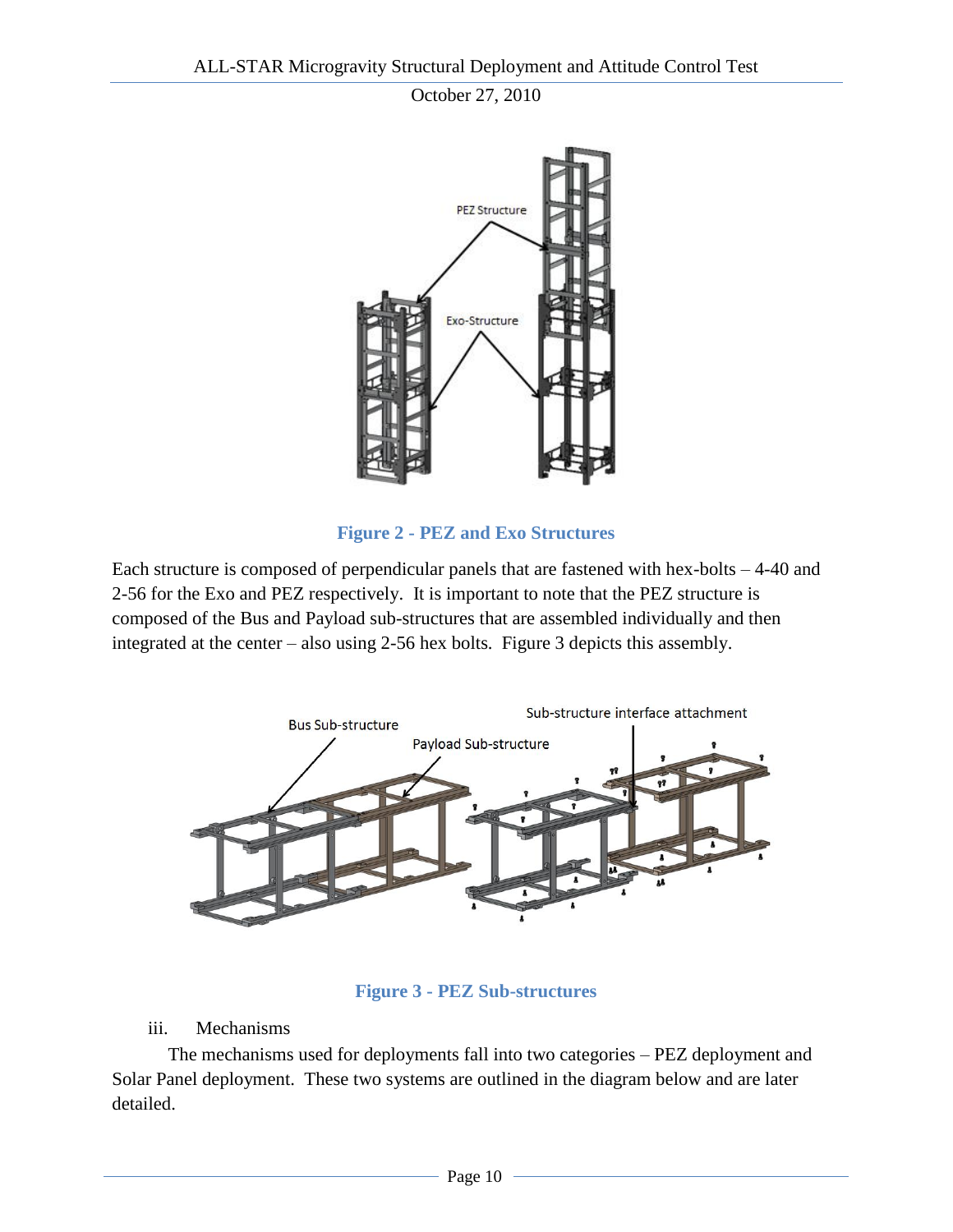**Figure 2 - PEZ and Exo Structures**

Each structure is composed of perpendicular panels that are fastened with hex-bolts – 4-40 and 2-56 for the Exo and PEZ respectively. It is important to note that the PEZ structure is composed of the Bus and Payload sub-structures that are assembled individually and then integrated at the center – also using 2-56 hex bolts. Figure 3 depicts this assembly.

**Figure 3 - PEZ Sub-structures**

iii. Mechanisms

The mechanisms used for deployments fall into two categories – PEZ deployment and Solar Panel deployment. These two systems are outlined in the diagram below and are later detailed.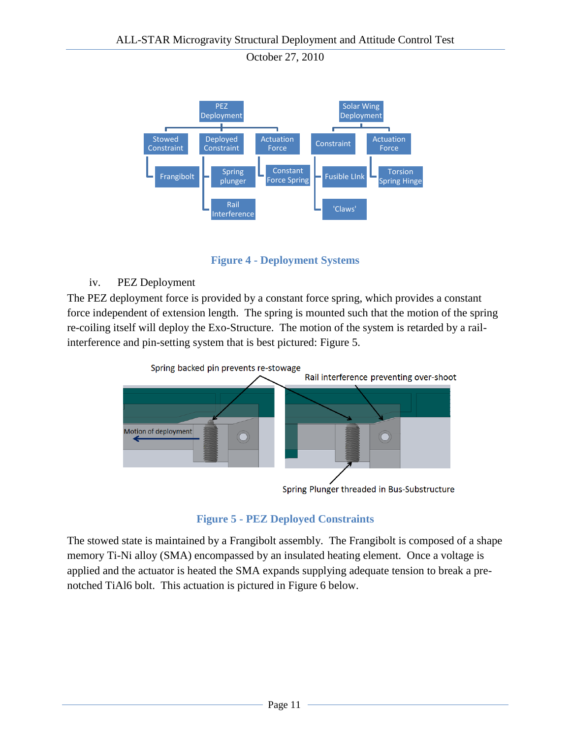Figure 4 - Deployment Systems

iv. PEZ Deployment

The PEZ deployment force is provided by a constant force spring, which provides a constant force independent of extension length. The spring is mounted such that the motion of the spring re-coiling itself will deploy the Exo-Structure. The motion of the system is retarded by a rail-interference and pin-setting system that is best pictured: Figure 5.

Figure 5 - PEZ Deployed Constraints

The stowed state is maintained by a Frangibolt assembly. The Frangibolt is composed of a shape memory Ti-Ni alloy (SMA) encompassed by an insulated heating element. Once a voltage is applied and the actuator is heated the SMA expands supplying adequate tension to break a pre-notched TiAl6 bolt. This actuation is pictured in Figure 6 below.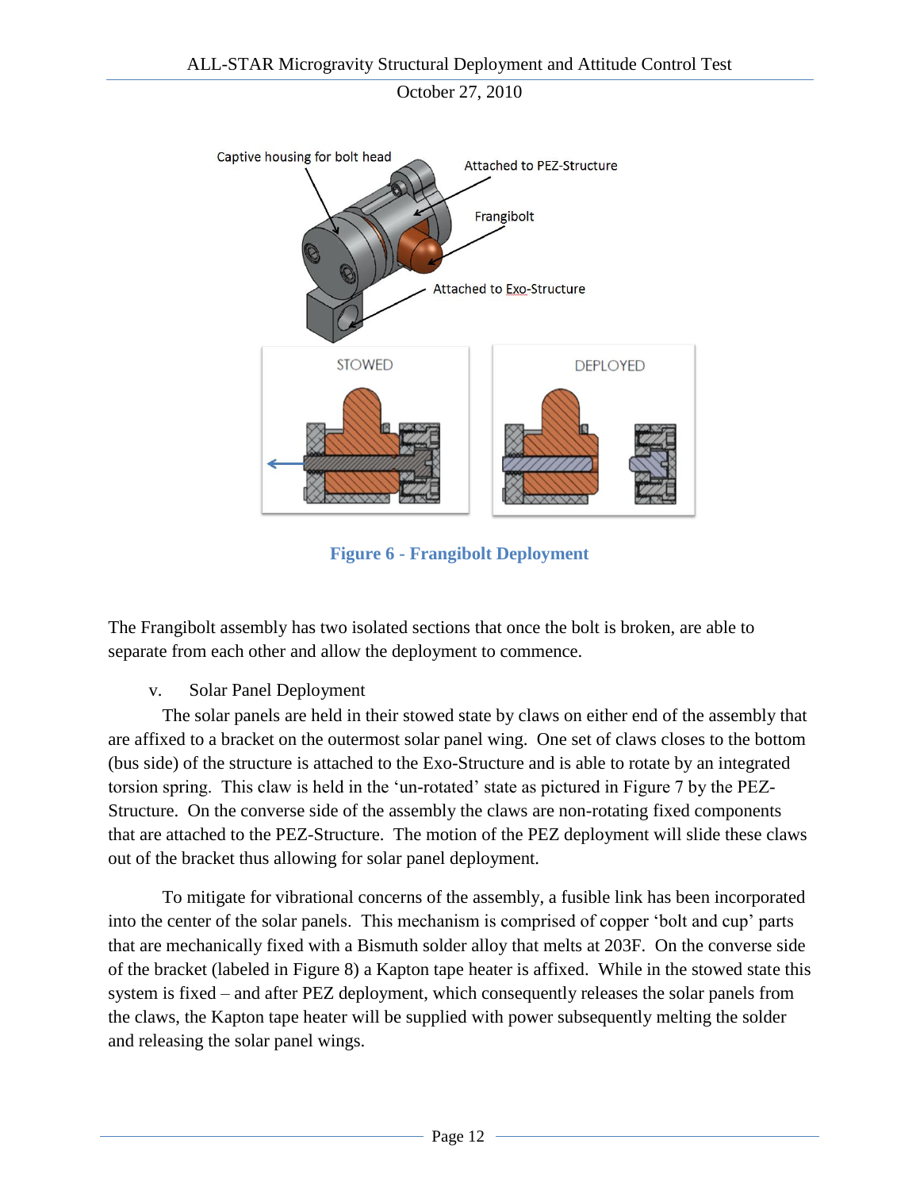Figure 6 - Frangibolt Deployment

The Frangibolt assembly has two isolated sections that once the bolt is broken, are able to separate from each other and allow the deployment to commence.

v. Solar Panel Deployment

The solar panels are held in their stowed state by claws on either end of the assembly that are affixed to a bracket on the outermost solar panel wing. One set of claws closes to the bottom (bus side) of the structure is attached to the Exo-Structure and is able to rotate by an integrated torsion spring. This claw is held in the 'un-rotated' state as pictured in Figure 7 by the PEZ-Structure. On the converse side of the assembly the claws are non-rotating fixed components that are attached to the PEZ-Structure. The motion of the PEZ deployment will slide these claws out of the bracket thus allowing for solar panel deployment.

To mitigate for vibrational concerns of the assembly, a fusible link has been incorporated into the center of the solar panels. This mechanism is comprised of copper 'bolt and cup' parts that are mechanically fixed with a Bismuth solder alloy that melts at 203F. On the converse side of the bracket (labeled in Figure 8) a Kapton tape heater is affixed. While in the stowed state this system is fixed – and after PEZ deployment, which consequently releases the solar panels from the claws, the Kapton tape heater will be supplied with power subsequently melting the solder and releasing the solar panel wings.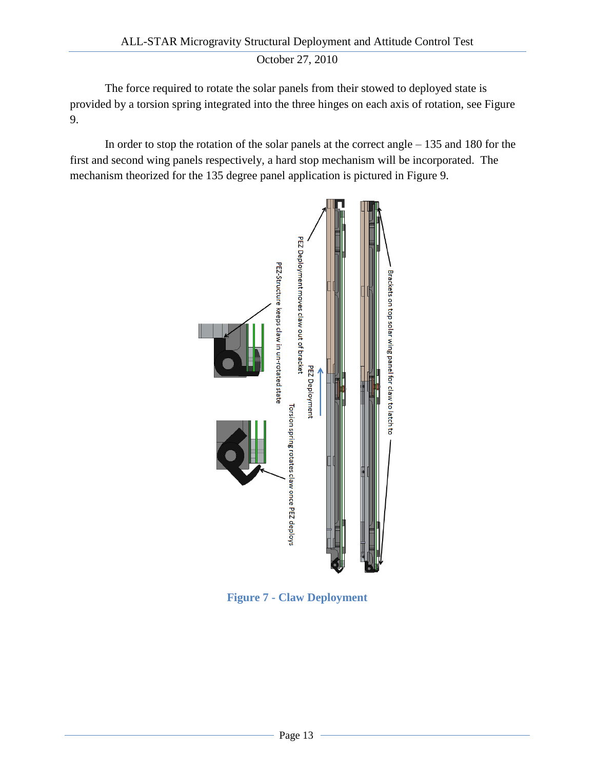The force required to rotate the solar panels from their stowed to deployed state is provided by a torsion spring integrated into the three hinges on each axis of rotation, see Figure 9.

In order to stop the rotation of the solar panels at the correct angle – 135 and 180 for the first and second wing panels respectively, a hard stop mechanism will be incorporated. The mechanism theorized for the 135 degree panel application is pictured in Figure 9.

Figure 7 - Claw Deployment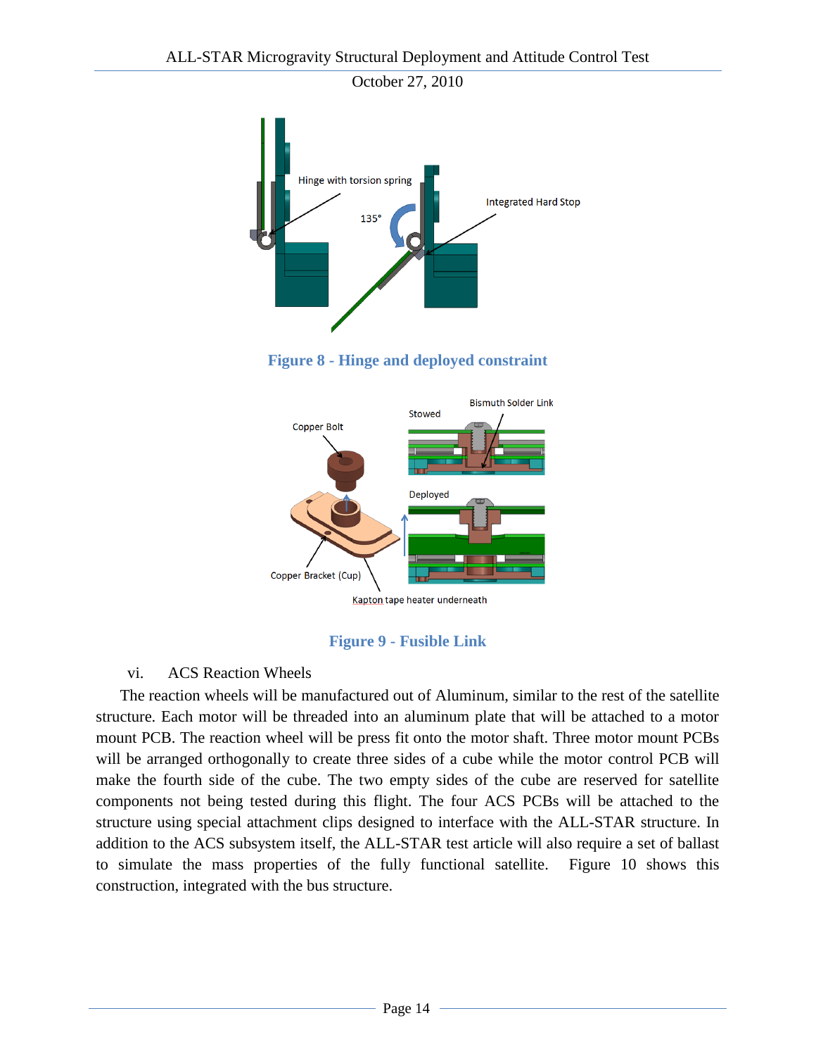Figure 8 - Hinge and deployed constraint

Figure 9 - Fusible Link

vi. ACS Reaction Wheels

The reaction wheels will be manufactured out of Aluminum, similar to the rest of the satellite structure. Each motor will be threaded into an aluminum plate that will be attached to a motor mount PCB. The reaction wheel will be press fit onto the motor shaft. Three motor mount PCBs will be arranged orthogonally to create three sides of a cube while the motor control PCB will make the fourth side of the cube. The two empty sides of the cube are reserved for satellite components not being tested during this flight. The four ACS PCBs will be attached to the structure using special attachment clips designed to interface with the ALL-STAR structure. In addition to the ACS subsystem itself, the ALL-STAR test article will also require a set of ballast to simulate the mass properties of the fully functional satellite. Figure 10 shows this construction, integrated with the bus structure.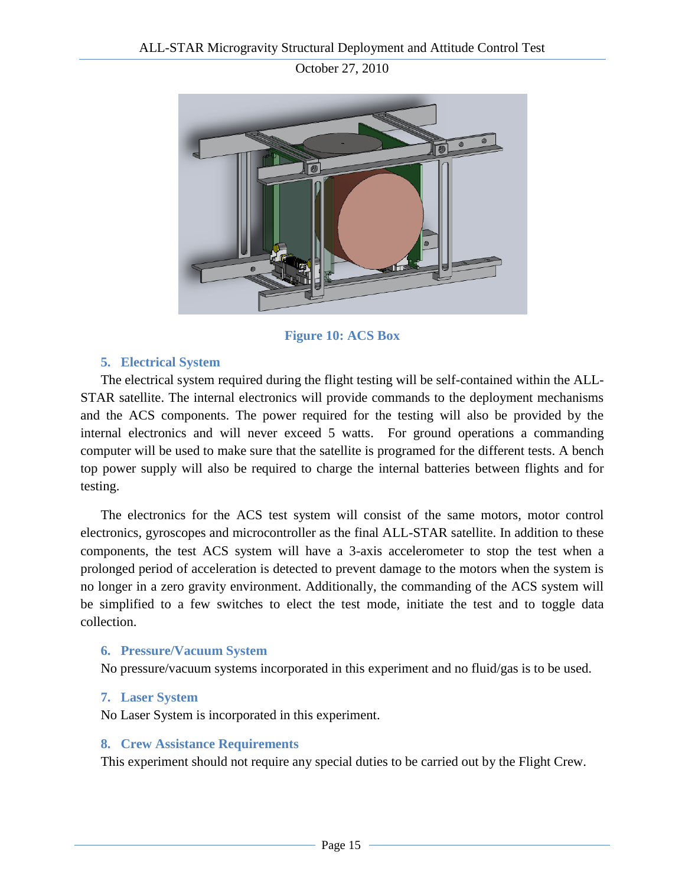Figure 10: ACS Box

### 5. Electrical System

The electrical system required during the flight testing will be self-contained within the ALL-STAR satellite. The internal electronics will provide commands to the deployment mechanisms and the ACS components. The power required for the testing will also be provided by the internal electronics and will never exceed 5 watts. For ground operations a commanding computer will be used to make sure that the satellite is programed for the different tests. A bench top power supply will also be required to charge the internal batteries between flights and for testing.

The electronics for the ACS test system will consist of the same motors, motor control electronics, gyroscopes and microcontroller as the final ALL-STAR satellite. In addition to these components, the test ACS system will have a 3-axis accelerometer to stop the test when a prolonged period of acceleration is detected to prevent damage to the motors when the system is no longer in a zero gravity environment. Additionally, the commanding of the ACS system will be simplified to a few switches to elect the test mode, initiate the test and to toggle data collection.

### 6. Pressure/Vacuum System

No pressure/vacuum systems incorporated in this experiment and no fluid/gas is to be used.

### 7. Laser System

No Laser System is incorporated in this experiment.

### 8. Crew Assistance Requirements

This experiment should not require any special duties to be carried out by the Flight Crew.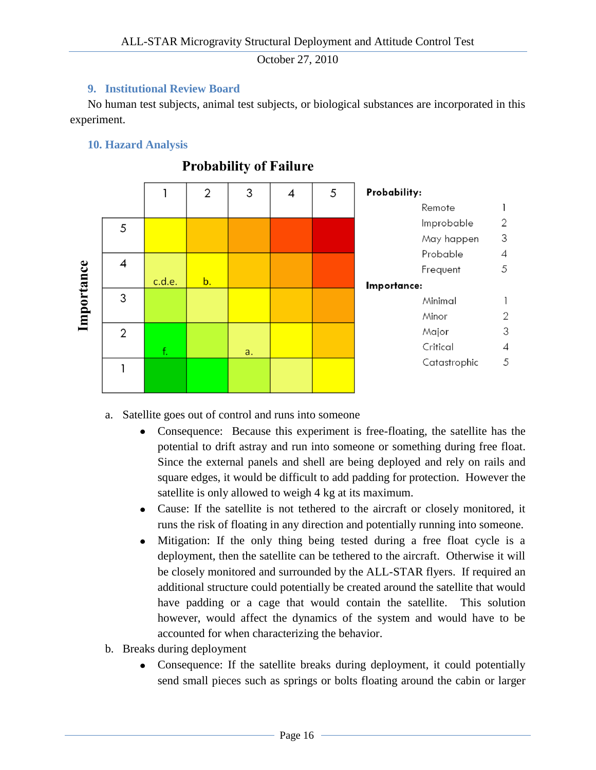## 9. Institutional Review Board

No human test subjects, animal test subjects, or biological substances are incorporated in this experiment.

## 10. Hazard Analysis

**Probability of Failure**

| Importance | 1 | 2 | 3 | 4 | 5 |
|---|---|---|---|---|---|
| 5 | | | | | |
| 4 | c.d.e. | b. | | | |
| 3 | | | | | |
| 2 | f. | | a. | | |
| 1 | | | | | |

**Probability:**

| | |
|---|---|
| Remote | 1 |
| Improbable | 2 |
| May happen | 3 |
| Probable | 4 |
| Frequent | 5 |

**Importance:**

| | |
|---|---|
| Minimal | 1 |
| Minor | 2 |
| Major | 3 |
| Critical | 4 |
| Catastrophic | 5 |

a. Satellite goes out of control and runs into someone
   - Consequence: Because this experiment is free-floating, the satellite has the potential to drift astray and run into someone or something during free float. Since the external panels and shell are being deployed and rely on rails and square edges, it would be difficult to add padding for protection. However the satellite is only allowed to weigh 4 kg at its maximum.
   - Cause: If the satellite is not tethered to the aircraft or closely monitored, it runs the risk of floating in any direction and potentially running into someone.
   - Mitigation: If the only thing being tested during a free float cycle is a deployment, then the satellite can be tethered to the aircraft. Otherwise it will be closely monitored and surrounded by the ALL-STAR flyers. If required an additional structure could potentially be created around the satellite that would have padding or a cage that would contain the satellite. This solution however, would affect the dynamics of the system and would have to be accounted for when characterizing the behavior.

b. Breaks during deployment
   - Consequence: If the satellite breaks during deployment, it could potentially send small pieces such as springs or bolts floating around the cabin or larger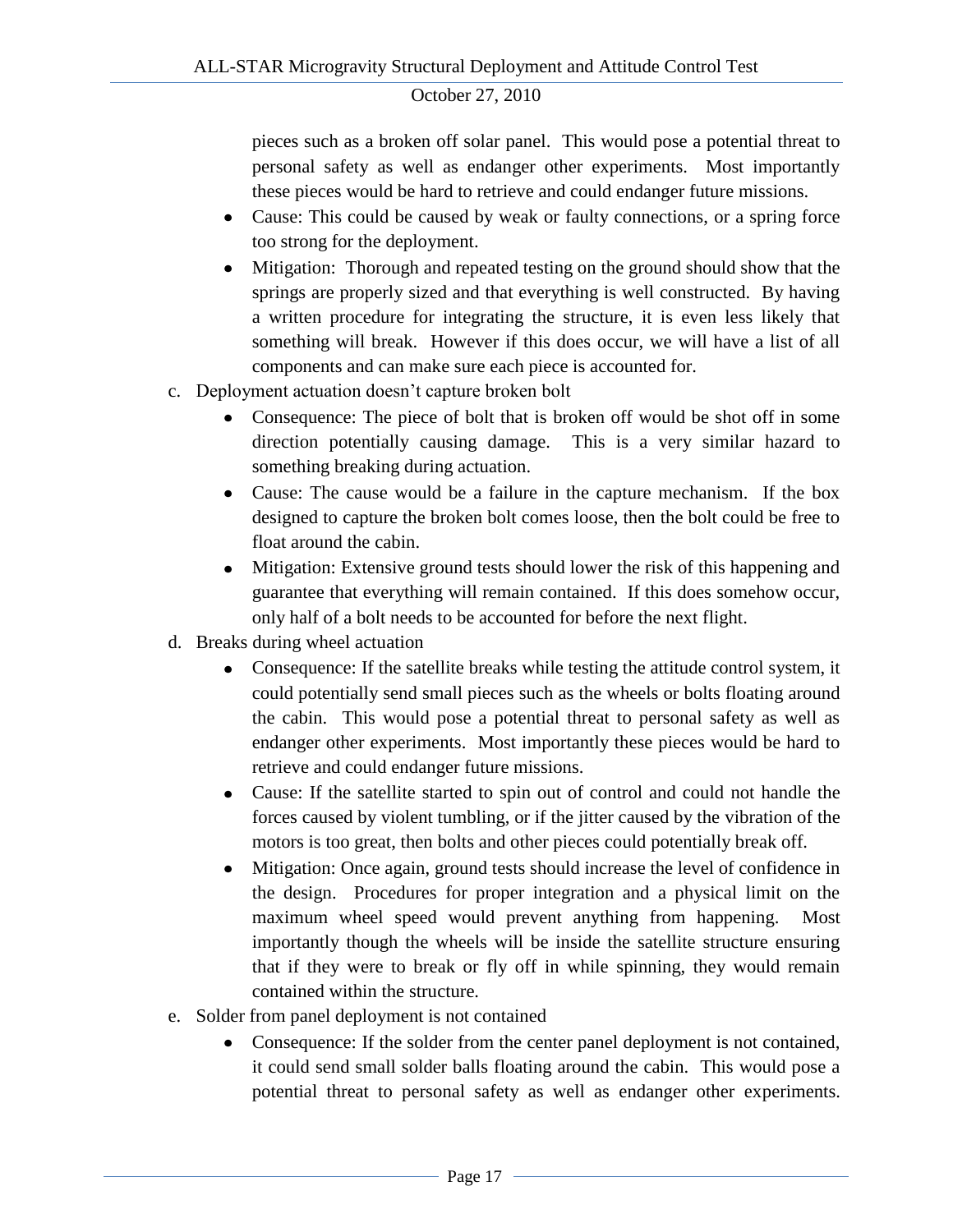pieces such as a broken off solar panel. This would pose a potential threat to personal safety as well as endanger other experiments. Most importantly these pieces would be hard to retrieve and could endanger future missions.

- Cause: This could be caused by weak or faulty connections, or a spring force too strong for the deployment.
- Mitigation: Thorough and repeated testing on the ground should show that the springs are properly sized and that everything is well constructed. By having a written procedure for integrating the structure, it is even less likely that something will break. However if this does occur, we will have a list of all components and can make sure each piece is accounted for.

c. Deployment actuation doesn't capture broken bolt

- Consequence: The piece of bolt that is broken off would be shot off in some direction potentially causing damage. This is a very similar hazard to something breaking during actuation.
- Cause: The cause would be a failure in the capture mechanism. If the box designed to capture the broken bolt comes loose, then the bolt could be free to float around the cabin.
- Mitigation: Extensive ground tests should lower the risk of this happening and guarantee that everything will remain contained. If this does somehow occur, only half of a bolt needs to be accounted for before the next flight.

d. Breaks during wheel actuation

- Consequence: If the satellite breaks while testing the attitude control system, it could potentially send small pieces such as the wheels or bolts floating around the cabin. This would pose a potential threat to personal safety as well as endanger other experiments. Most importantly these pieces would be hard to retrieve and could endanger future missions.
- Cause: If the satellite started to spin out of control and could not handle the forces caused by violent tumbling, or if the jitter caused by the vibration of the motors is too great, then bolts and other pieces could potentially break off.
- Mitigation: Once again, ground tests should increase the level of confidence in the design. Procedures for proper integration and a physical limit on the maximum wheel speed would prevent anything from happening. Most importantly though the wheels will be inside the satellite structure ensuring that if they were to break or fly off in while spinning, they would remain contained within the structure.

e. Solder from panel deployment is not contained

- Consequence: If the solder from the center panel deployment is not contained, it could send small solder balls floating around the cabin. This would pose a potential threat to personal safety as well as endanger other experiments.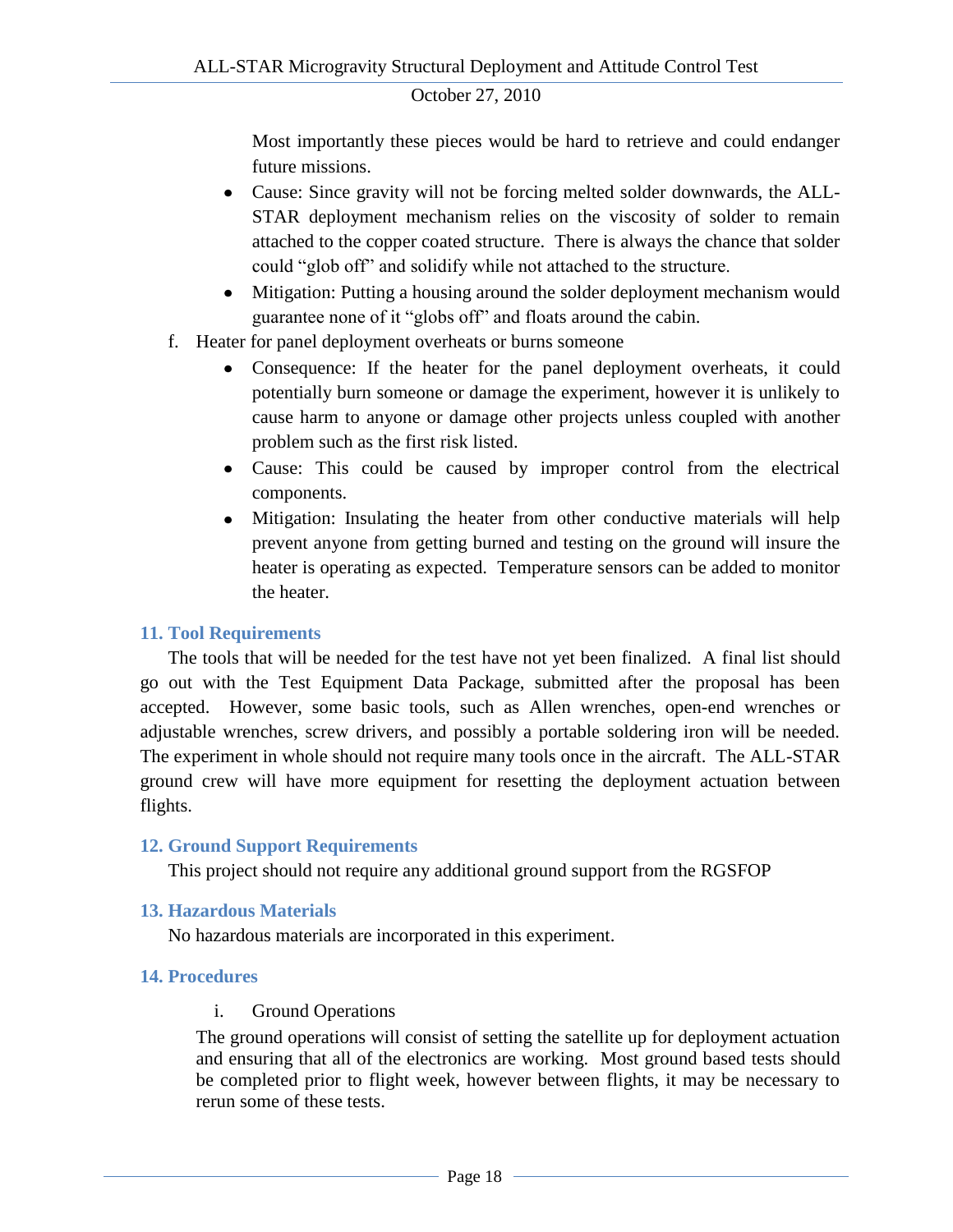Most importantly these pieces would be hard to retrieve and could endanger future missions.

- Cause: Since gravity will not be forcing melted solder downwards, the ALL-STAR deployment mechanism relies on the viscosity of solder to remain attached to the copper coated structure. There is always the chance that solder could "glob off" and solidify while not attached to the structure.
- Mitigation: Putting a housing around the solder deployment mechanism would guarantee none of it "globs off" and floats around the cabin.

f. Heater for panel deployment overheats or burns someone

- Consequence: If the heater for the panel deployment overheats, it could potentially burn someone or damage the experiment, however it is unlikely to cause harm to anyone or damage other projects unless coupled with another problem such as the first risk listed.
- Cause: This could be caused by improper control from the electrical components.
- Mitigation: Insulating the heater from other conductive materials will help prevent anyone from getting burned and testing on the ground will insure the heater is operating as expected. Temperature sensors can be added to monitor the heater.

## 11. Tool Requirements

The tools that will be needed for the test have not yet been finalized. A final list should go out with the Test Equipment Data Package, submitted after the proposal has been accepted. However, some basic tools, such as Allen wrenches, open-end wrenches or adjustable wrenches, screw drivers, and possibly a portable soldering iron will be needed. The experiment in whole should not require many tools once in the aircraft. The ALL-STAR ground crew will have more equipment for resetting the deployment actuation between flights.

## 12. Ground Support Requirements

This project should not require any additional ground support from the RGSFOP

## 13. Hazardous Materials

No hazardous materials are incorporated in this experiment.

## 14. Procedures

i. Ground Operations

The ground operations will consist of setting the satellite up for deployment actuation and ensuring that all of the electronics are working. Most ground based tests should be completed prior to flight week, however between flights, it may be necessary to rerun some of these tests.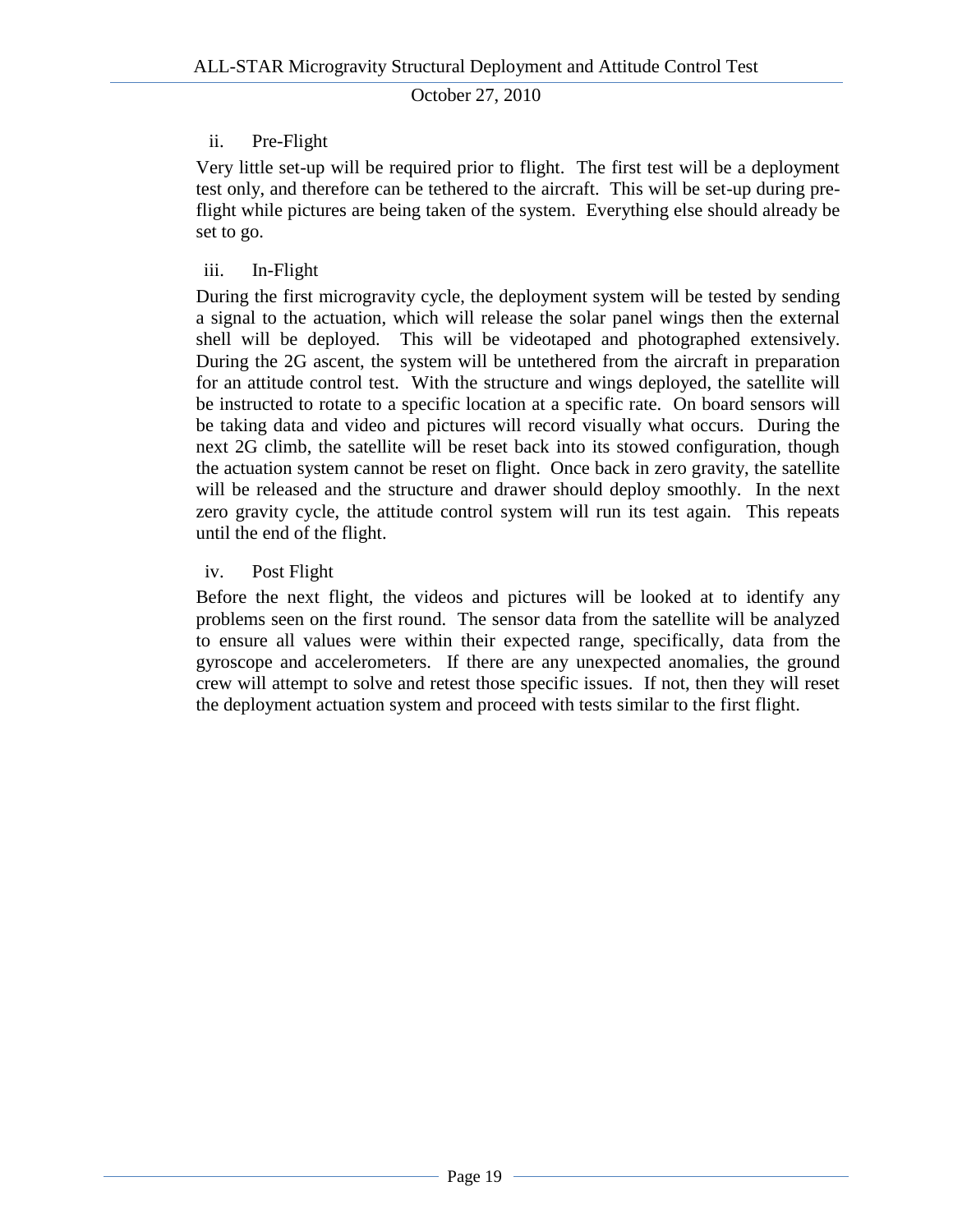### ii. Pre-Flight

Very little set-up will be required prior to flight. The first test will be a deployment test only, and therefore can be tethered to the aircraft. This will be set-up during pre-flight while pictures are being taken of the system. Everything else should already be set to go.

### iii. In-Flight

During the first microgravity cycle, the deployment system will be tested by sending a signal to the actuation, which will release the solar panel wings then the external shell will be deployed. This will be videotaped and photographed extensively. During the 2G ascent, the system will be untethered from the aircraft in preparation for an attitude control test. With the structure and wings deployed, the satellite will be instructed to rotate to a specific location at a specific rate. On board sensors will be taking data and video and pictures will record visually what occurs. During the next 2G climb, the satellite will be reset back into its stowed configuration, though the actuation system cannot be reset on flight. Once back in zero gravity, the satellite will be released and the structure and drawer should deploy smoothly. In the next zero gravity cycle, the attitude control system will run its test again. This repeats until the end of the flight.

### iv. Post Flight

Before the next flight, the videos and pictures will be looked at to identify any problems seen on the first round. The sensor data from the satellite will be analyzed to ensure all values were within their expected range, specifically, data from the gyroscope and accelerometers. If there are any unexpected anomalies, the ground crew will attempt to solve and retest those specific issues. If not, then they will reset the deployment actuation system and proceed with tests similar to the first flight.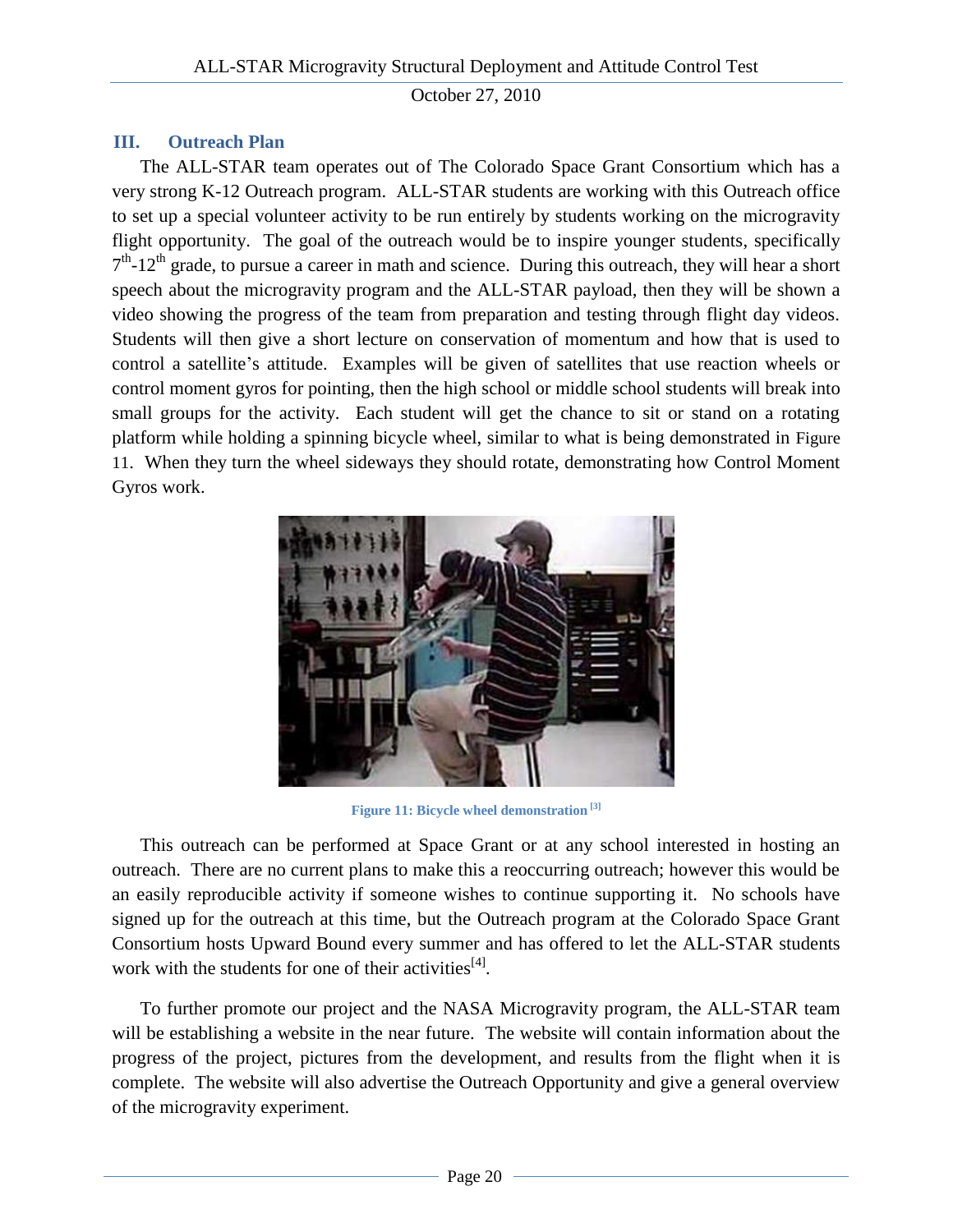## III. Outreach Plan

The ALL-STAR team operates out of The Colorado Space Grant Consortium which has a very strong K-12 Outreach program. ALL-STAR students are working with this Outreach office to set up a special volunteer activity to be run entirely by students working on the microgravity flight opportunity. The goal of the outreach would be to inspire younger students, specifically $7^{th}$-$12^{th}$ grade, to pursue a career in math and science. During this outreach, they will hear a short speech about the microgravity program and the ALL-STAR payload, then they will be shown a video showing the progress of the team from preparation and testing through flight day videos. Students will then give a short lecture on conservation of momentum and how that is used to control a satellite's attitude. Examples will be given of satellites that use reaction wheels or control moment gyros for pointing, then the high school or middle school students will break into small groups for the activity. Each student will get the chance to sit or stand on a rotating platform while holding a spinning bicycle wheel, similar to what is being demonstrated in Figure 11. When they turn the wheel sideways they should rotate, demonstrating how Control Moment Gyros work.

**Figure 11: Bicycle wheel demonstration [3]**

This outreach can be performed at Space Grant or at any school interested in hosting an outreach. There are no current plans to make this a reoccurring outreach; however this would be an easily reproducible activity if someone wishes to continue supporting it. No schools have signed up for the outreach at this time, but the Outreach program at the Colorado Space Grant Consortium hosts Upward Bound every summer and has offered to let the ALL-STAR students work with the students for one of their activities[4].

To further promote our project and the NASA Microgravity program, the ALL-STAR team will be establishing a website in the near future. The website will contain information about the progress of the project, pictures from the development, and results from the flight when it is complete. The website will also advertise the Outreach Opportunity and give a general overview of the microgravity experiment.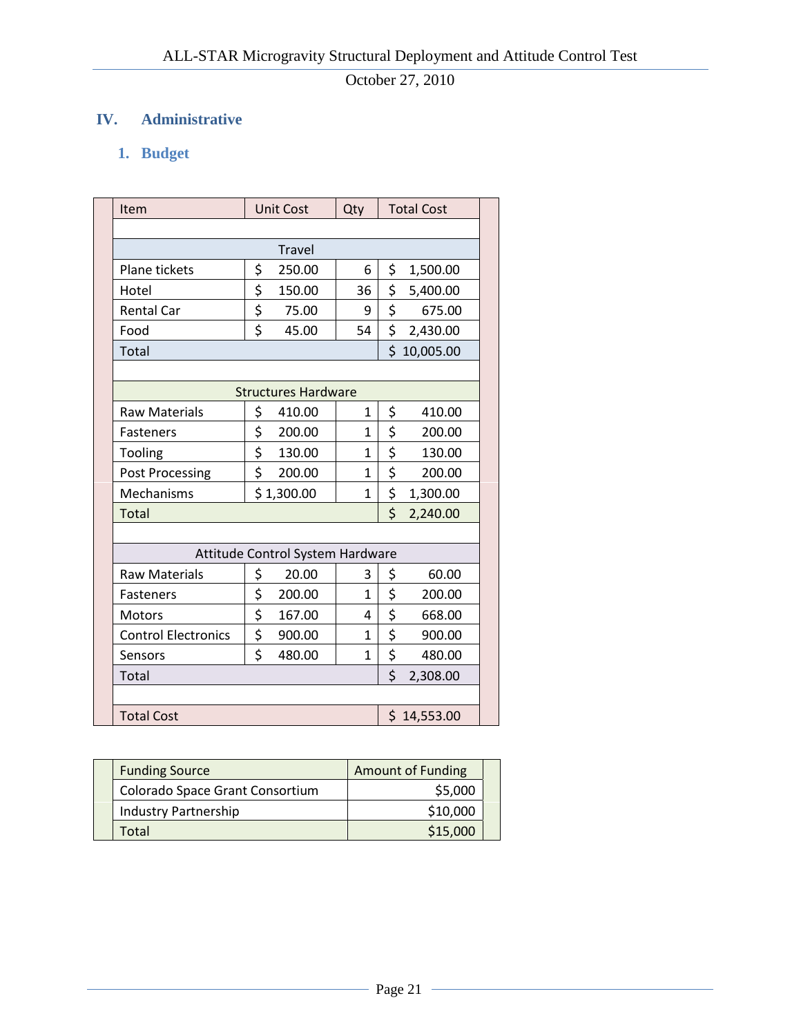## IV. Administrative

### 1. Budget

| Item | Unit Cost | Qty | Total Cost |
|---|---|---|---|
| | | | |
| Travel | | | |
| Plane tickets | $ 250.00 | 6 | $ 1,500.00 |
| Hotel | $ 150.00 | 36 | $ 5,400.00 |
| Rental Car | $ 75.00 | 9 | $ 675.00 |
| Food | $ 45.00 | 54 | $ 2,430.00 |
| Total | | | $ 10,005.00 |
| | | | |
| Structures Hardware | | | |
| Raw Materials | $ 410.00 | 1 | $ 410.00 |
| Fasteners | $ 200.00 | 1 | $ 200.00 |
| Tooling | $ 130.00 | 1 | $ 130.00 |
| Post Processing | $ 200.00 | 1 | $ 200.00 |
| Mechanisms | $ 1,300.00 | 1 | $ 1,300.00 |
| Total | | | $ 2,240.00 |
| | | | |
| Attitude Control System Hardware | | | |
| Raw Materials | $ 20.00 | 3 | $ 60.00 |
| Fasteners | $ 200.00 | 1 | $ 200.00 |
| Motors | $ 167.00 | 4 | $ 668.00 |
| Control Electronics | $ 900.00 | 1 | $ 900.00 |
| Sensors | $ 480.00 | 1 | $ 480.00 |
| Total | | | $ 2,308.00 |
| | | | |
| Total Cost | | | $ 14,553.00 |

| Funding Source | Amount of Funding |
|---|---|
| Colorado Space Grant Consortium | $5,000 |
| Industry Partnership | $10,000 |
| Total | $15,000 |